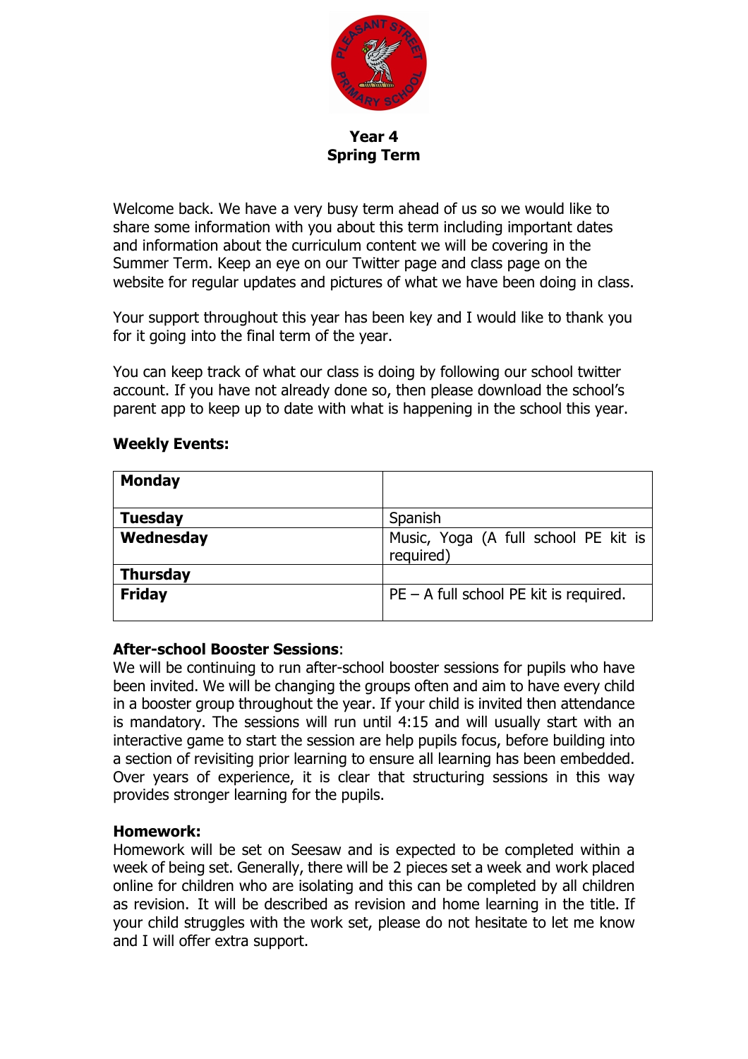# Year 4
# Spring Term

Welcome back. We have a very busy term ahead of us so we would like to share some information with you about this term including important dates and information about the curriculum content we will be covering in the Summer Term. Keep an eye on our Twitter page and class page on the website for regular updates and pictures of what we have been doing in class.

Your support throughout this year has been key and I would like to thank you for it going into the final term of the year.

You can keep track of what our class is doing by following our school twitter account. If you have not already done so, then please download the school's parent app to keep up to date with what is happening in the school this year.

**Weekly Events:**

| **Monday** | |
|---|---|
| **Tuesday** | Spanish |
| **Wednesday** | Music, Yoga (A full school PE kit is required) |
| **Thursday** | |
| **Friday** | PE – A full school PE kit is required. |

**After-school Booster Sessions**:
We will be continuing to run after-school booster sessions for pupils who have been invited. We will be changing the groups often and aim to have every child in a booster group throughout the year. If your child is invited then attendance is mandatory. The sessions will run until 4:15 and will usually start with an interactive game to start the session are help pupils focus, before building into a section of revisiting prior learning to ensure all learning has been embedded. Over years of experience, it is clear that structuring sessions in this way provides stronger learning for the pupils.

**Homework:**
Homework will be set on Seesaw and is expected to be completed within a week of being set. Generally, there will be 2 pieces set a week and work placed online for children who are isolating and this can be completed by all children as revision. It will be described as revision and home learning in the title. If your child struggles with the work set, please do not hesitate to let me know and I will offer extra support.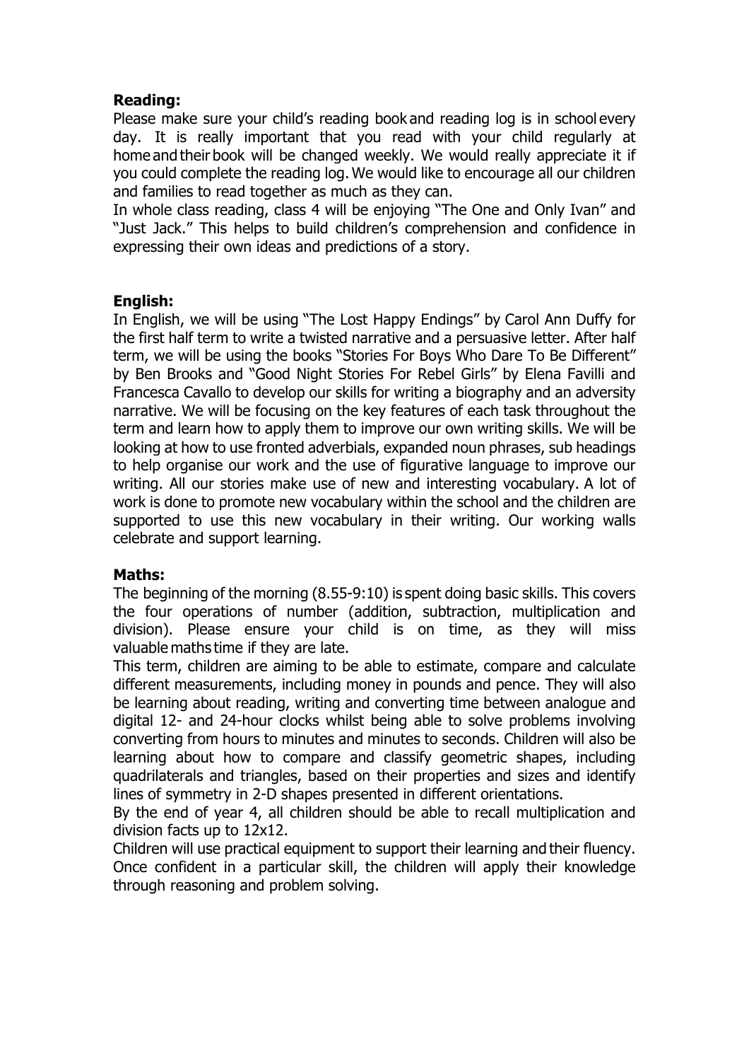**Reading:**

Please make sure your child's reading book and reading log is in school every day. It is really important that you read with your child regularly at home and their book will be changed weekly. We would really appreciate it if you could complete the reading log. We would like to encourage all our children and families to read together as much as they can.

In whole class reading, class 4 will be enjoying "The One and Only Ivan" and "Just Jack." This helps to build children's comprehension and confidence in expressing their own ideas and predictions of a story.

**English:**

In English, we will be using "The Lost Happy Endings" by Carol Ann Duffy for the first half term to write a twisted narrative and a persuasive letter. After half term, we will be using the books "Stories For Boys Who Dare To Be Different" by Ben Brooks and "Good Night Stories For Rebel Girls" by Elena Favilli and Francesca Cavallo to develop our skills for writing a biography and an adversity narrative. We will be focusing on the key features of each task throughout the term and learn how to apply them to improve our own writing skills. We will be looking at how to use fronted adverbials, expanded noun phrases, sub headings to help organise our work and the use of figurative language to improve our writing. All our stories make use of new and interesting vocabulary. A lot of work is done to promote new vocabulary within the school and the children are supported to use this new vocabulary in their writing. Our working walls celebrate and support learning.

**Maths:**

The beginning of the morning (8.55-9:10) is spent doing basic skills. This covers the four operations of number (addition, subtraction, multiplication and division). Please ensure your child is on time, as they will miss valuable maths time if they are late.

This term, children are aiming to be able to estimate, compare and calculate different measurements, including money in pounds and pence. They will also be learning about reading, writing and converting time between analogue and digital 12- and 24-hour clocks whilst being able to solve problems involving converting from hours to minutes and minutes to seconds. Children will also be learning about how to compare and classify geometric shapes, including quadrilaterals and triangles, based on their properties and sizes and identify lines of symmetry in 2-D shapes presented in different orientations.

By the end of year 4, all children should be able to recall multiplication and division facts up to 12x12.

Children will use practical equipment to support their learning and their fluency. Once confident in a particular skill, the children will apply their knowledge through reasoning and problem solving.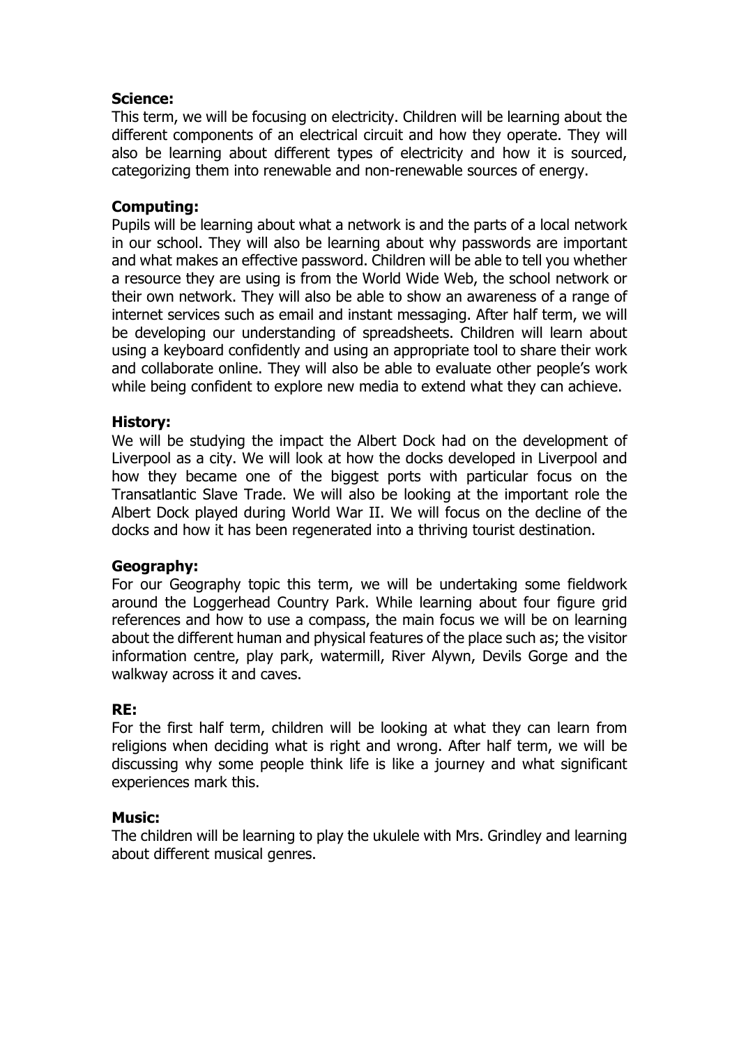**Science:**
This term, we will be focusing on electricity. Children will be learning about the different components of an electrical circuit and how they operate. They will also be learning about different types of electricity and how it is sourced, categorizing them into renewable and non-renewable sources of energy.

**Computing:**
Pupils will be learning about what a network is and the parts of a local network in our school. They will also be learning about why passwords are important and what makes an effective password. Children will be able to tell you whether a resource they are using is from the World Wide Web, the school network or their own network. They will also be able to show an awareness of a range of internet services such as email and instant messaging. After half term, we will be developing our understanding of spreadsheets. Children will learn about using a keyboard confidently and using an appropriate tool to share their work and collaborate online. They will also be able to evaluate other people's work while being confident to explore new media to extend what they can achieve.

**History:**
We will be studying the impact the Albert Dock had on the development of Liverpool as a city. We will look at how the docks developed in Liverpool and how they became one of the biggest ports with particular focus on the Transatlantic Slave Trade. We will also be looking at the important role the Albert Dock played during World War II. We will focus on the decline of the docks and how it has been regenerated into a thriving tourist destination.

**Geography:**
For our Geography topic this term, we will be undertaking some fieldwork around the Loggerhead Country Park. While learning about four figure grid references and how to use a compass, the main focus we will be on learning about the different human and physical features of the place such as; the visitor information centre, play park, watermill, River Alywn, Devils Gorge and the walkway across it and caves.

**RE:**
For the first half term, children will be looking at what they can learn from religions when deciding what is right and wrong. After half term, we will be discussing why some people think life is like a journey and what significant experiences mark this.

**Music:**
The children will be learning to play the ukulele with Mrs. Grindley and learning about different musical genres.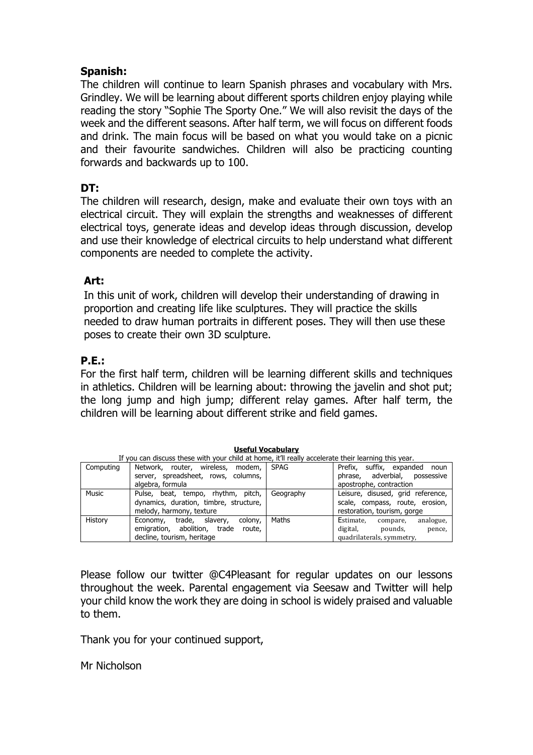**Spanish:**

The children will continue to learn Spanish phrases and vocabulary with Mrs. Grindley. We will be learning about different sports children enjoy playing while reading the story "Sophie The Sporty One." We will also revisit the days of the week and the different seasons. After half term, we will focus on different foods and drink. The main focus will be based on what you would take on a picnic and their favourite sandwiches. Children will also be practicing counting forwards and backwards up to 100.

**DT:**

The children will research, design, make and evaluate their own toys with an electrical circuit. They will explain the strengths and weaknesses of different electrical toys, generate ideas and develop ideas through discussion, develop and use their knowledge of electrical circuits to help understand what different components are needed to complete the activity.

**Art:**

In this unit of work, children will develop their understanding of drawing in proportion and creating life like sculptures. They will practice the skills needed to draw human portraits in different poses. They will then use these poses to create their own 3D sculpture.

**P.E.:**

For the first half term, children will be learning different skills and techniques in athletics. Children will be learning about: throwing the javelin and shot put; the long jump and high jump; different relay games. After half term, the children will be learning about different strike and field games.

**Useful Vocabulary**

If you can discuss these with your child at home, it'll really accelerate their learning this year.

| | | | |
|---|---|---|---|
| Computing | Network, router, wireless, modem, server, spreadsheet, rows, columns, algebra, formula | SPAG | Prefix, suffix, expanded noun phrase, adverbial, possessive apostrophe, contraction |
| Music | Pulse, beat, tempo, rhythm, pitch, dynamics, duration, timbre, structure, melody, harmony, texture | Geography | Leisure, disused, grid reference, scale, compass, route, erosion, restoration, tourism, gorge |
| History | Economy, trade, slavery, colony, emigration, abolition, trade route, decline, tourism, heritage | Maths | Estimate, compare, analogue, digital, pounds, pence, quadrilaterals, symmetry, |

Please follow our twitter @C4Pleasant for regular updates on our lessons throughout the week. Parental engagement via Seesaw and Twitter will help your child know the work they are doing in school is widely praised and valuable to them.

Thank you for your continued support,

Mr Nicholson